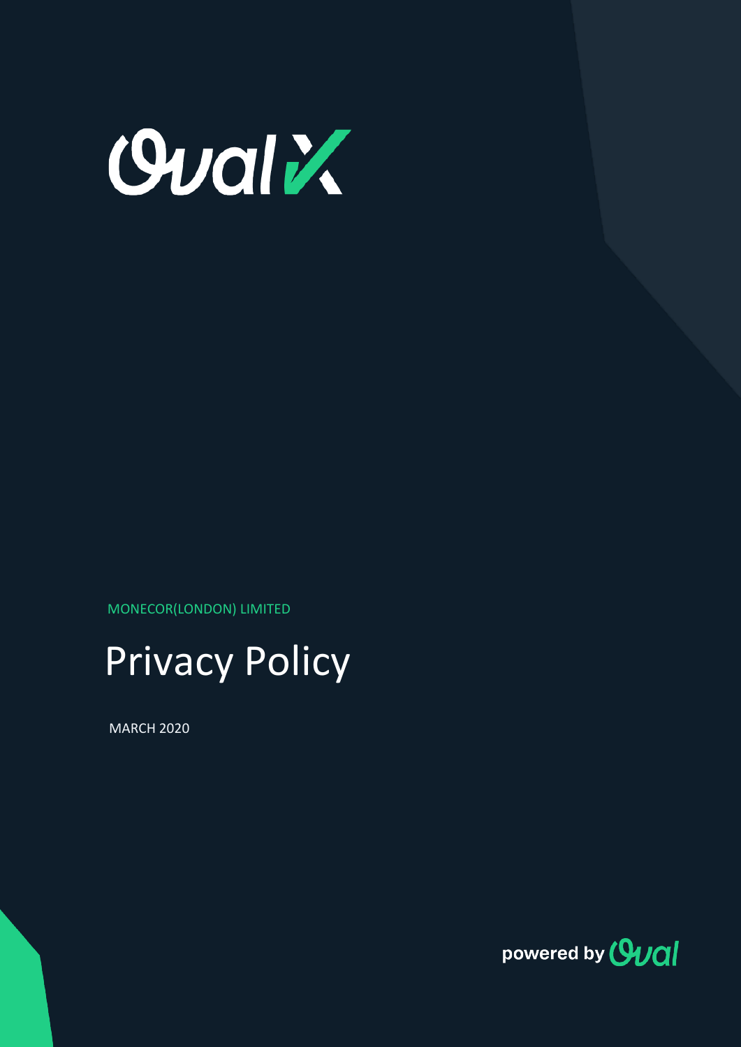OvalX

MONECOR(LONDON) LIMITED

# Privacy Policy

MARCH 2020

powered by Oval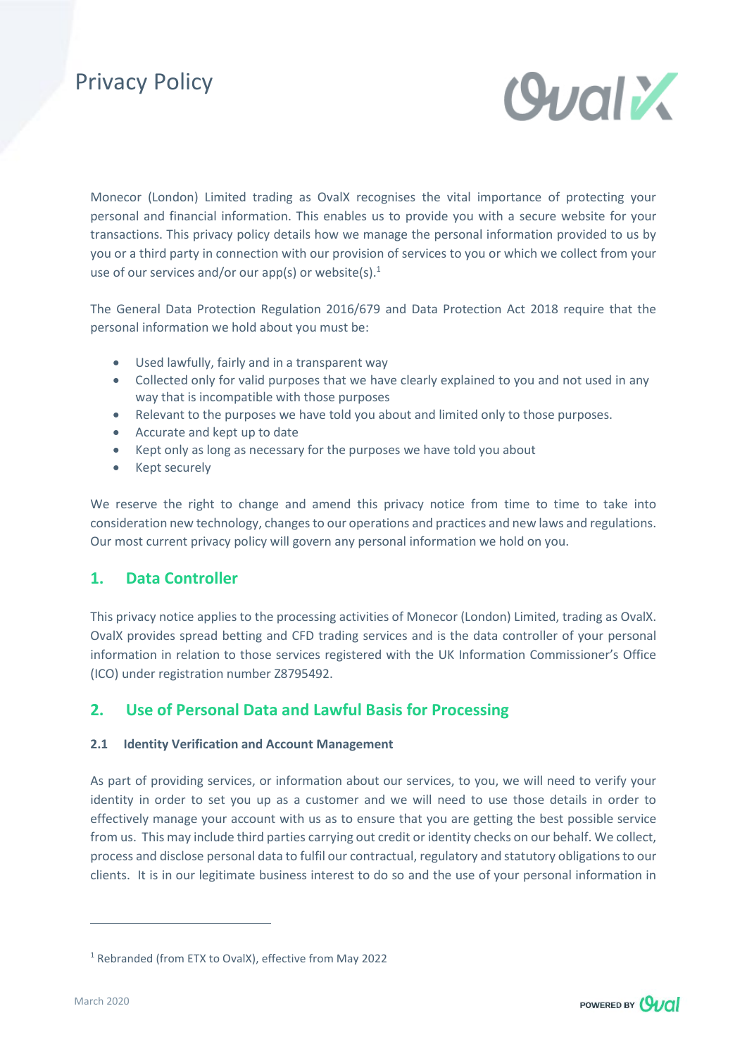# Privacy Policy

Monecor (London) Limited trading as OvalX recognises the vital importance of protecting your personal and financial information. This enables us to provide you with a secure website for your transactions. This privacy policy details how we manage the personal information provided to us by you or a third party in connection with our provision of services to you or which we collect from your use of our services and/or our app(s) or website(s).[1]

The General Data Protection Regulation 2016/679 and Data Protection Act 2018 require that the personal information we hold about you must be:

- Used lawfully, fairly and in a transparent way
- Collected only for valid purposes that we have clearly explained to you and not used in any way that is incompatible with those purposes
- Relevant to the purposes we have told you about and limited only to those purposes.
- Accurate and kept up to date
- Kept only as long as necessary for the purposes we have told you about
- Kept securely

We reserve the right to change and amend this privacy notice from time to time to take into consideration new technology, changes to our operations and practices and new laws and regulations. Our most current privacy policy will govern any personal information we hold on you.

## 1. Data Controller

This privacy notice applies to the processing activities of Monecor (London) Limited, trading as OvalX. OvalX provides spread betting and CFD trading services and is the data controller of your personal information in relation to those services registered with the UK Information Commissioner's Office (ICO) under registration number Z8795492.

## 2. Use of Personal Data and Lawful Basis for Processing

### 2.1 Identity Verification and Account Management

As part of providing services, or information about our services, to you, we will need to verify your identity in order to set you up as a customer and we will need to use those details in order to effectively manage your account with us as to ensure that you are getting the best possible service from us. This may include third parties carrying out credit or identity checks on our behalf. We collect, process and disclose personal data to fulfil our contractual, regulatory and statutory obligations to our clients. It is in our legitimate business interest to do so and the use of your personal information in

[1] Rebranded (from ETX to OvalX), effective from May 2022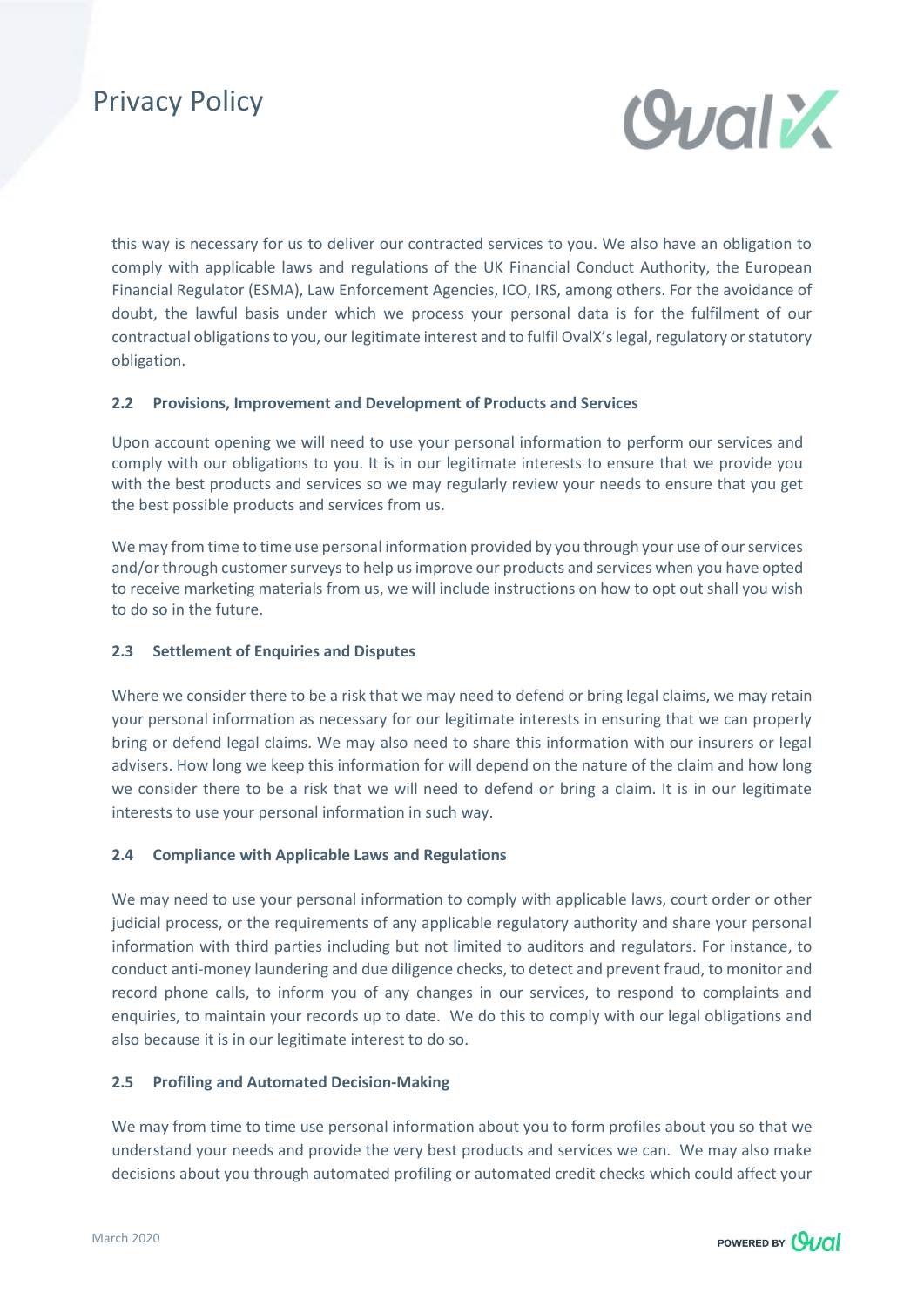this way is necessary for us to deliver our contracted services to you. We also have an obligation to comply with applicable laws and regulations of the UK Financial Conduct Authority, the European Financial Regulator (ESMA), Law Enforcement Agencies, ICO, IRS, among others. For the avoidance of doubt, the lawful basis under which we process your personal data is for the fulfilment of our contractual obligations to you, our legitimate interest and to fulfil OvalX's legal, regulatory or statutory obligation.

### 2.2 Provisions, Improvement and Development of Products and Services

Upon account opening we will need to use your personal information to perform our services and comply with our obligations to you. It is in our legitimate interests to ensure that we provide you with the best products and services so we may regularly review your needs to ensure that you get the best possible products and services from us.

We may from time to time use personal information provided by you through your use of our services and/or through customer surveys to help us improve our products and services when you have opted to receive marketing materials from us, we will include instructions on how to opt out shall you wish to do so in the future.

### 2.3 Settlement of Enquiries and Disputes

Where we consider there to be a risk that we may need to defend or bring legal claims, we may retain your personal information as necessary for our legitimate interests in ensuring that we can properly bring or defend legal claims. We may also need to share this information with our insurers or legal advisers. How long we keep this information for will depend on the nature of the claim and how long we consider there to be a risk that we will need to defend or bring a claim. It is in our legitimate interests to use your personal information in such way.

### 2.4 Compliance with Applicable Laws and Regulations

We may need to use your personal information to comply with applicable laws, court order or other judicial process, or the requirements of any applicable regulatory authority and share your personal information with third parties including but not limited to auditors and regulators. For instance, to conduct anti-money laundering and due diligence checks, to detect and prevent fraud, to monitor and record phone calls, to inform you of any changes in our services, to respond to complaints and enquiries, to maintain your records up to date. We do this to comply with our legal obligations and also because it is in our legitimate interest to do so.

### 2.5 Profiling and Automated Decision-Making

We may from time to time use personal information about you to form profiles about you so that we understand your needs and provide the very best products and services we can. We may also make decisions about you through automated profiling or automated credit checks which could affect your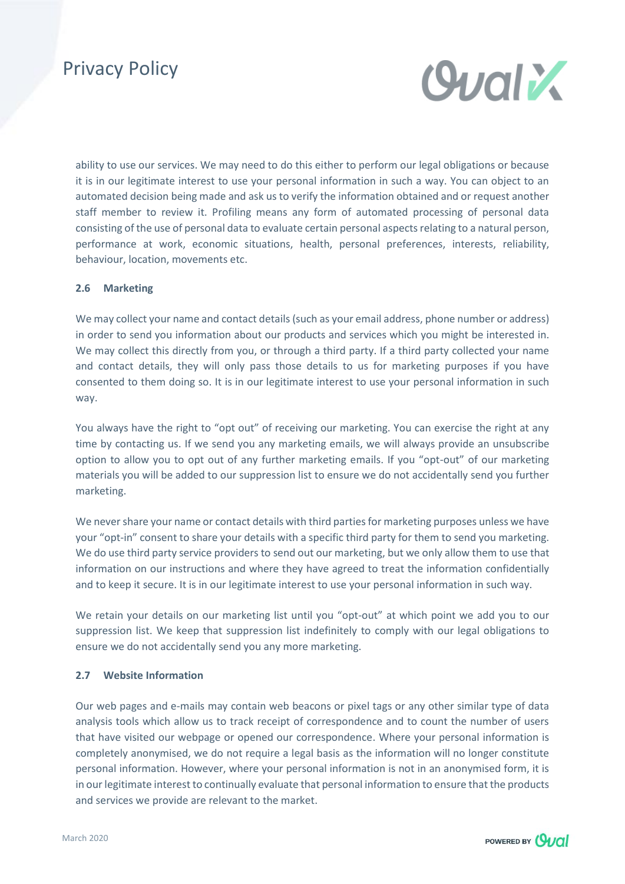ability to use our services. We may need to do this either to perform our legal obligations or because it is in our legitimate interest to use your personal information in such a way. You can object to an automated decision being made and ask us to verify the information obtained and or request another staff member to review it. Profiling means any form of automated processing of personal data consisting of the use of personal data to evaluate certain personal aspects relating to a natural person, performance at work, economic situations, health, personal preferences, interests, reliability, behaviour, location, movements etc.

### 2.6 Marketing

We may collect your name and contact details (such as your email address, phone number or address) in order to send you information about our products and services which you might be interested in. We may collect this directly from you, or through a third party. If a third party collected your name and contact details, they will only pass those details to us for marketing purposes if you have consented to them doing so. It is in our legitimate interest to use your personal information in such way.

You always have the right to "opt out" of receiving our marketing. You can exercise the right at any time by contacting us. If we send you any marketing emails, we will always provide an unsubscribe option to allow you to opt out of any further marketing emails. If you "opt-out" of our marketing materials you will be added to our suppression list to ensure we do not accidentally send you further marketing.

We never share your name or contact details with third parties for marketing purposes unless we have your "opt-in" consent to share your details with a specific third party for them to send you marketing. We do use third party service providers to send out our marketing, but we only allow them to use that information on our instructions and where they have agreed to treat the information confidentially and to keep it secure. It is in our legitimate interest to use your personal information in such way.

We retain your details on our marketing list until you "opt-out" at which point we add you to our suppression list. We keep that suppression list indefinitely to comply with our legal obligations to ensure we do not accidentally send you any more marketing.

### 2.7 Website Information

Our web pages and e-mails may contain web beacons or pixel tags or any other similar type of data analysis tools which allow us to track receipt of correspondence and to count the number of users that have visited our webpage or opened our correspondence. Where your personal information is completely anonymised, we do not require a legal basis as the information will no longer constitute personal information. However, where your personal information is not in an anonymised form, it is in our legitimate interest to continually evaluate that personal information to ensure that the products and services we provide are relevant to the market.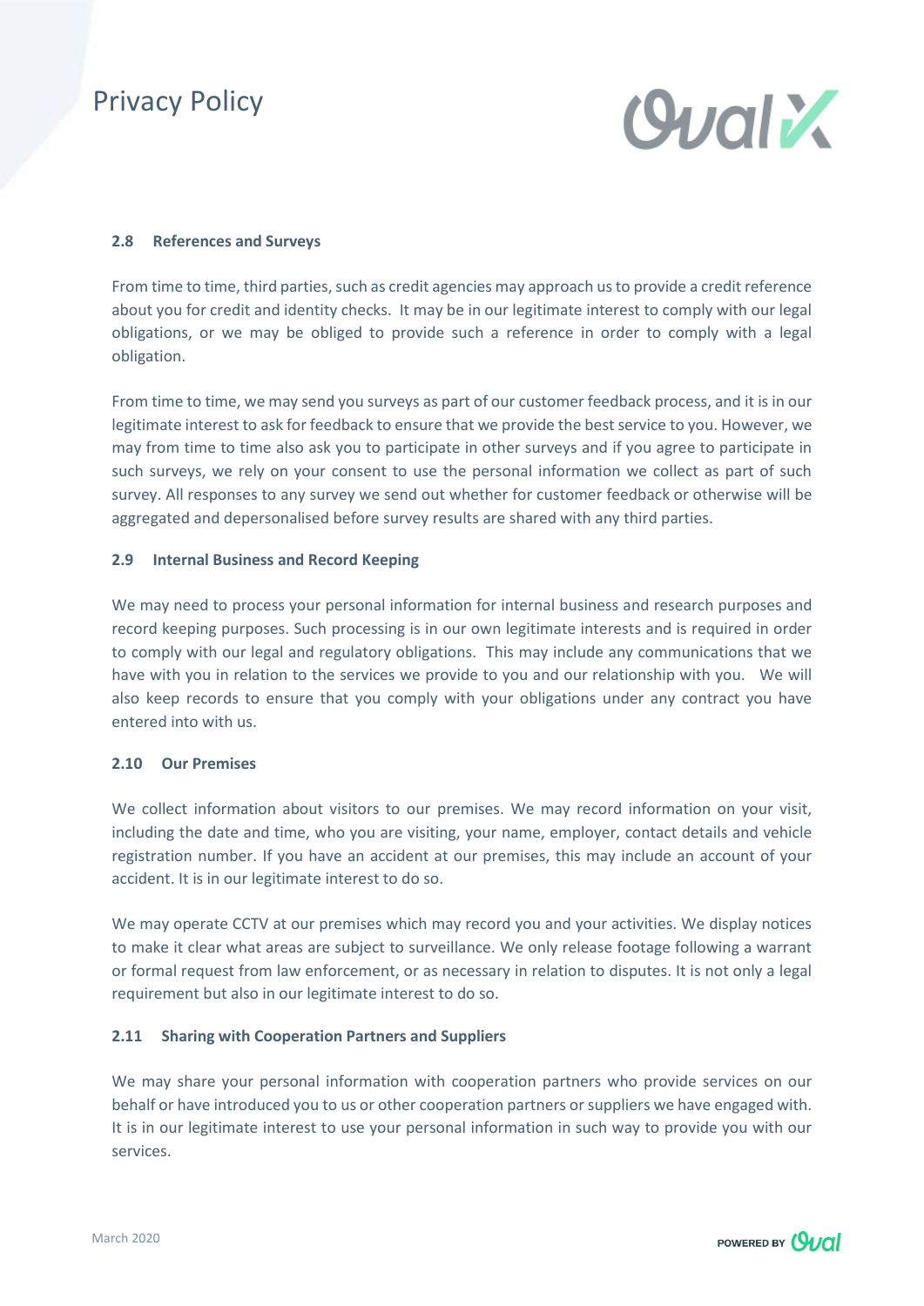### 2.8 References and Surveys

From time to time, third parties, such as credit agencies may approach us to provide a credit reference about you for credit and identity checks. It may be in our legitimate interest to comply with our legal obligations, or we may be obliged to provide such a reference in order to comply with a legal obligation.

From time to time, we may send you surveys as part of our customer feedback process, and it is in our legitimate interest to ask for feedback to ensure that we provide the best service to you. However, we may from time to time also ask you to participate in other surveys and if you agree to participate in such surveys, we rely on your consent to use the personal information we collect as part of such survey. All responses to any survey we send out whether for customer feedback or otherwise will be aggregated and depersonalised before survey results are shared with any third parties.

### 2.9 Internal Business and Record Keeping

We may need to process your personal information for internal business and research purposes and record keeping purposes. Such processing is in our own legitimate interests and is required in order to comply with our legal and regulatory obligations. This may include any communications that we have with you in relation to the services we provide to you and our relationship with you. We will also keep records to ensure that you comply with your obligations under any contract you have entered into with us.

### 2.10 Our Premises

We collect information about visitors to our premises. We may record information on your visit, including the date and time, who you are visiting, your name, employer, contact details and vehicle registration number. If you have an accident at our premises, this may include an account of your accident. It is in our legitimate interest to do so.

We may operate CCTV at our premises which may record you and your activities. We display notices to make it clear what areas are subject to surveillance. We only release footage following a warrant or formal request from law enforcement, or as necessary in relation to disputes. It is not only a legal requirement but also in our legitimate interest to do so.

### 2.11 Sharing with Cooperation Partners and Suppliers

We may share your personal information with cooperation partners who provide services on our behalf or have introduced you to us or other cooperation partners or suppliers we have engaged with. It is in our legitimate interest to use your personal information in such way to provide you with our services.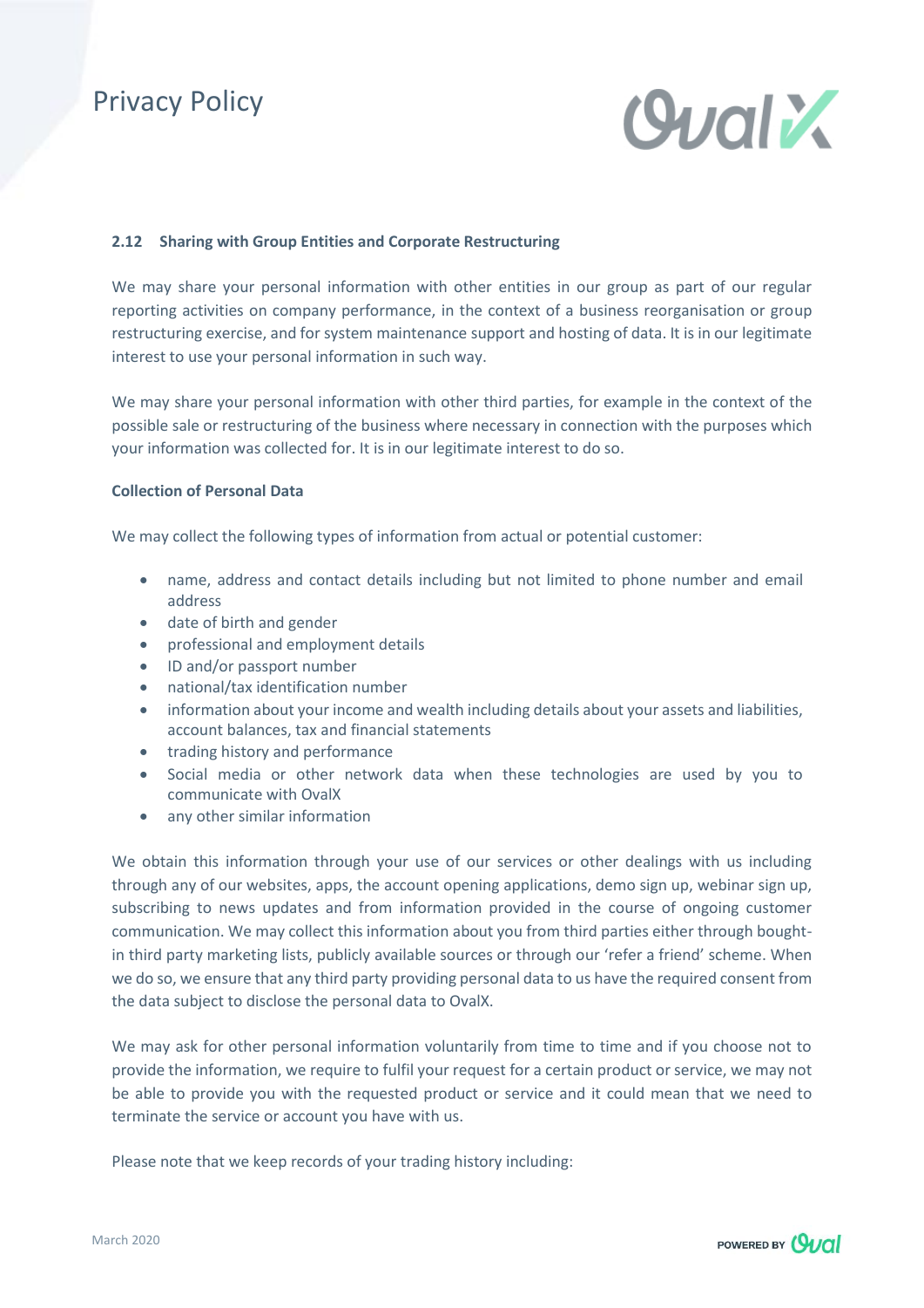### 2.12 Sharing with Group Entities and Corporate Restructuring

We may share your personal information with other entities in our group as part of our regular reporting activities on company performance, in the context of a business reorganisation or group restructuring exercise, and for system maintenance support and hosting of data. It is in our legitimate interest to use your personal information in such way.

We may share your personal information with other third parties, for example in the context of the possible sale or restructuring of the business where necessary in connection with the purposes which your information was collected for. It is in our legitimate interest to do so.

**Collection of Personal Data**

We may collect the following types of information from actual or potential customer:

- name, address and contact details including but not limited to phone number and email address
- date of birth and gender
- professional and employment details
- ID and/or passport number
- national/tax identification number
- information about your income and wealth including details about your assets and liabilities, account balances, tax and financial statements
- trading history and performance
- Social media or other network data when these technologies are used by you to communicate with OvalX
- any other similar information

We obtain this information through your use of our services or other dealings with us including through any of our websites, apps, the account opening applications, demo sign up, webinar sign up, subscribing to news updates and from information provided in the course of ongoing customer communication. We may collect this information about you from third parties either through bought-in third party marketing lists, publicly available sources or through our 'refer a friend' scheme. When we do so, we ensure that any third party providing personal data to us have the required consent from the data subject to disclose the personal data to OvalX.

We may ask for other personal information voluntarily from time to time and if you choose not to provide the information, we require to fulfil your request for a certain product or service, we may not be able to provide you with the requested product or service and it could mean that we need to terminate the service or account you have with us.

Please note that we keep records of your trading history including: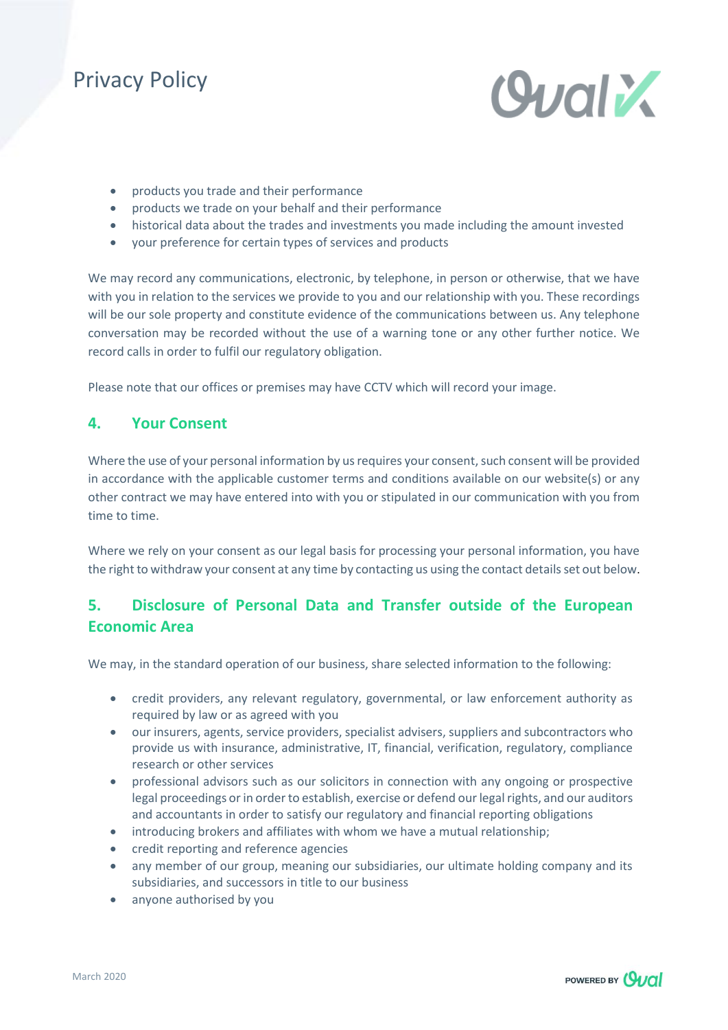- products you trade and their performance
- products we trade on your behalf and their performance
- historical data about the trades and investments you made including the amount invested
- your preference for certain types of services and products

We may record any communications, electronic, by telephone, in person or otherwise, that we have with you in relation to the services we provide to you and our relationship with you. These recordings will be our sole property and constitute evidence of the communications between us. Any telephone conversation may be recorded without the use of a warning tone or any other further notice. We record calls in order to fulfil our regulatory obligation.

Please note that our offices or premises may have CCTV which will record your image.

## 4. Your Consent

Where the use of your personal information by us requires your consent, such consent will be provided in accordance with the applicable customer terms and conditions available on our website(s) or any other contract we may have entered into with you or stipulated in our communication with you from time to time.

Where we rely on your consent as our legal basis for processing your personal information, you have the right to withdraw your consent at any time by contacting us using the contact details set out below.

## 5. Disclosure of Personal Data and Transfer outside of the European Economic Area

We may, in the standard operation of our business, share selected information to the following:

- credit providers, any relevant regulatory, governmental, or law enforcement authority as required by law or as agreed with you
- our insurers, agents, service providers, specialist advisers, suppliers and subcontractors who provide us with insurance, administrative, IT, financial, verification, regulatory, compliance research or other services
- professional advisors such as our solicitors in connection with any ongoing or prospective legal proceedings or in order to establish, exercise or defend our legal rights, and our auditors and accountants in order to satisfy our regulatory and financial reporting obligations
- introducing brokers and affiliates with whom we have a mutual relationship;
- credit reporting and reference agencies
- any member of our group, meaning our subsidiaries, our ultimate holding company and its subsidiaries, and successors in title to our business
- anyone authorised by you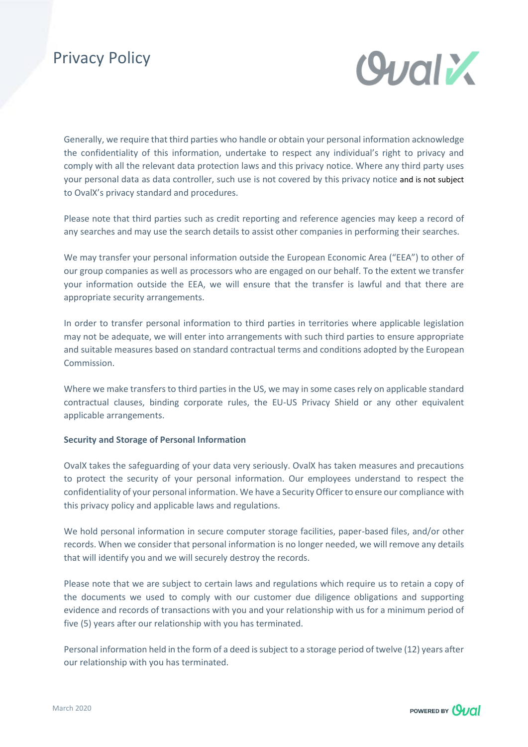Generally, we require that third parties who handle or obtain your personal information acknowledge the confidentiality of this information, undertake to respect any individual's right to privacy and comply with all the relevant data protection laws and this privacy notice. Where any third party uses your personal data as data controller, such use is not covered by this privacy notice and is not subject to OvalX's privacy standard and procedures.

Please note that third parties such as credit reporting and reference agencies may keep a record of any searches and may use the search details to assist other companies in performing their searches.

We may transfer your personal information outside the European Economic Area ("EEA") to other of our group companies as well as processors who are engaged on our behalf. To the extent we transfer your information outside the EEA, we will ensure that the transfer is lawful and that there are appropriate security arrangements.

In order to transfer personal information to third parties in territories where applicable legislation may not be adequate, we will enter into arrangements with such third parties to ensure appropriate and suitable measures based on standard contractual terms and conditions adopted by the European Commission.

Where we make transfers to third parties in the US, we may in some cases rely on applicable standard contractual clauses, binding corporate rules, the EU-US Privacy Shield or any other equivalent applicable arrangements.

**Security and Storage of Personal Information**

OvalX takes the safeguarding of your data very seriously. OvalX has taken measures and precautions to protect the security of your personal information. Our employees understand to respect the confidentiality of your personal information. We have a Security Officer to ensure our compliance with this privacy policy and applicable laws and regulations.

We hold personal information in secure computer storage facilities, paper-based files, and/or other records. When we consider that personal information is no longer needed, we will remove any details that will identify you and we will securely destroy the records.

Please note that we are subject to certain laws and regulations which require us to retain a copy of the documents we used to comply with our customer due diligence obligations and supporting evidence and records of transactions with you and your relationship with us for a minimum period of five (5) years after our relationship with you has terminated.

Personal information held in the form of a deed is subject to a storage period of twelve (12) years after our relationship with you has terminated.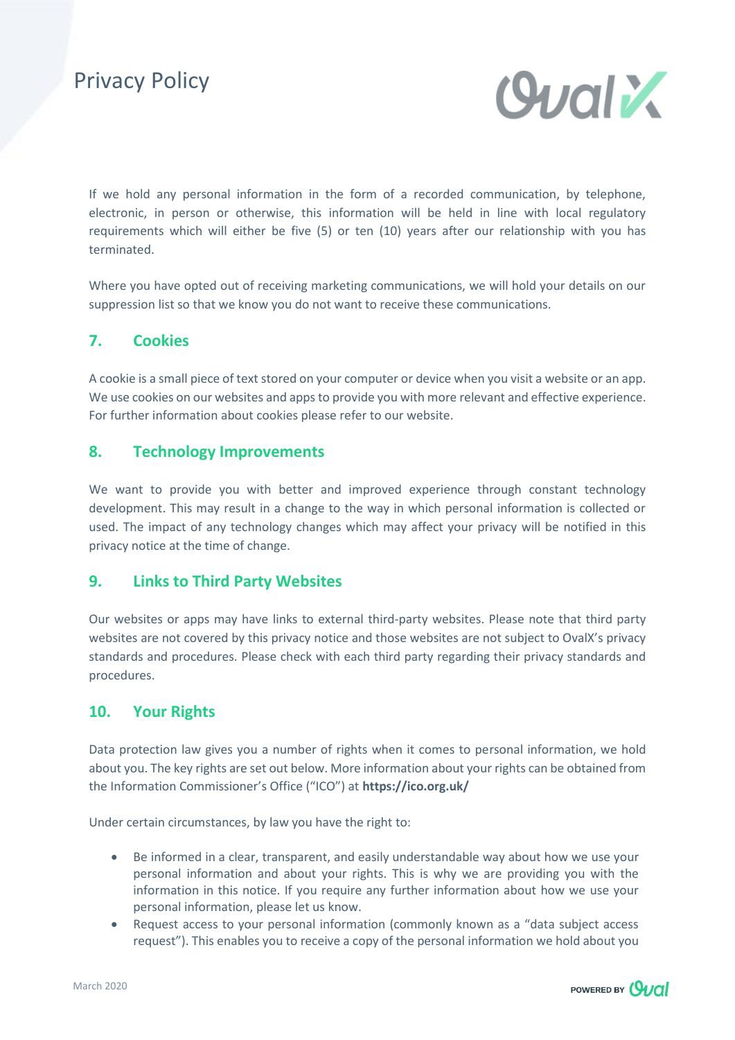If we hold any personal information in the form of a recorded communication, by telephone, electronic, in person or otherwise, this information will be held in line with local regulatory requirements which will either be five (5) or ten (10) years after our relationship with you has terminated.

Where you have opted out of receiving marketing communications, we will hold your details on our suppression list so that we know you do not want to receive these communications.

## 7. Cookies

A cookie is a small piece of text stored on your computer or device when you visit a website or an app. We use cookies on our websites and apps to provide you with more relevant and effective experience. For further information about cookies please refer to our website.

## 8. Technology Improvements

We want to provide you with better and improved experience through constant technology development. This may result in a change to the way in which personal information is collected or used. The impact of any technology changes which may affect your privacy will be notified in this privacy notice at the time of change.

## 9. Links to Third Party Websites

Our websites or apps may have links to external third-party websites. Please note that third party websites are not covered by this privacy notice and those websites are not subject to OvalX's privacy standards and procedures. Please check with each third party regarding their privacy standards and procedures.

## 10. Your Rights

Data protection law gives you a number of rights when it comes to personal information, we hold about you. The key rights are set out below. More information about your rights can be obtained from the Information Commissioner's Office ("ICO") at **https://ico.org.uk/**

Under certain circumstances, by law you have the right to:

- Be informed in a clear, transparent, and easily understandable way about how we use your personal information and about your rights. This is why we are providing you with the information in this notice. If you require any further information about how we use your personal information, please let us know.
- Request access to your personal information (commonly known as a "data subject access request"). This enables you to receive a copy of the personal information we hold about you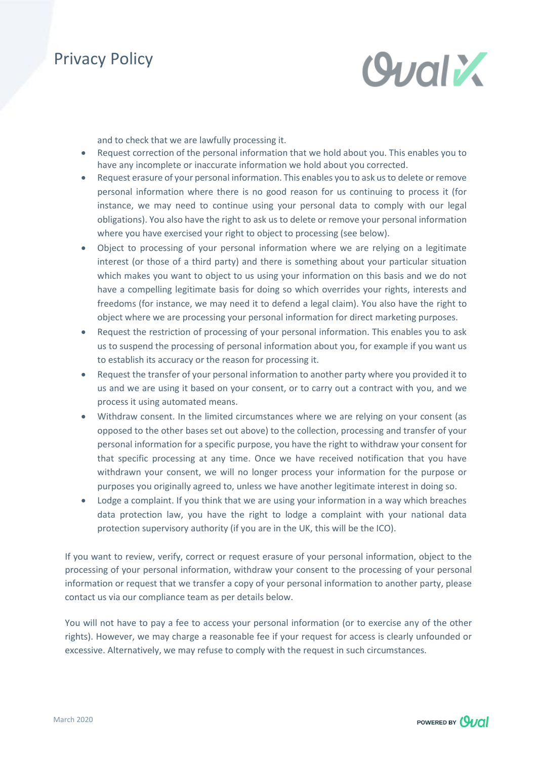and to check that we are lawfully processing it.

- Request correction of the personal information that we hold about you. This enables you to have any incomplete or inaccurate information we hold about you corrected.
- Request erasure of your personal information. This enables you to ask us to delete or remove personal information where there is no good reason for us continuing to process it (for instance, we may need to continue using your personal data to comply with our legal obligations). You also have the right to ask us to delete or remove your personal information where you have exercised your right to object to processing (see below).
- Object to processing of your personal information where we are relying on a legitimate interest (or those of a third party) and there is something about your particular situation which makes you want to object to us using your information on this basis and we do not have a compelling legitimate basis for doing so which overrides your rights, interests and freedoms (for instance, we may need it to defend a legal claim). You also have the right to object where we are processing your personal information for direct marketing purposes.
- Request the restriction of processing of your personal information. This enables you to ask us to suspend the processing of personal information about you, for example if you want us to establish its accuracy or the reason for processing it.
- Request the transfer of your personal information to another party where you provided it to us and we are using it based on your consent, or to carry out a contract with you, and we process it using automated means.
- Withdraw consent. In the limited circumstances where we are relying on your consent (as opposed to the other bases set out above) to the collection, processing and transfer of your personal information for a specific purpose, you have the right to withdraw your consent for that specific processing at any time. Once we have received notification that you have withdrawn your consent, we will no longer process your information for the purpose or purposes you originally agreed to, unless we have another legitimate interest in doing so.
- Lodge a complaint. If you think that we are using your information in a way which breaches data protection law, you have the right to lodge a complaint with your national data protection supervisory authority (if you are in the UK, this will be the ICO).

If you want to review, verify, correct or request erasure of your personal information, object to the processing of your personal information, withdraw your consent to the processing of your personal information or request that we transfer a copy of your personal information to another party, please contact us via our compliance team as per details below.

You will not have to pay a fee to access your personal information (or to exercise any of the other rights). However, we may charge a reasonable fee if your request for access is clearly unfounded or excessive. Alternatively, we may refuse to comply with the request in such circumstances.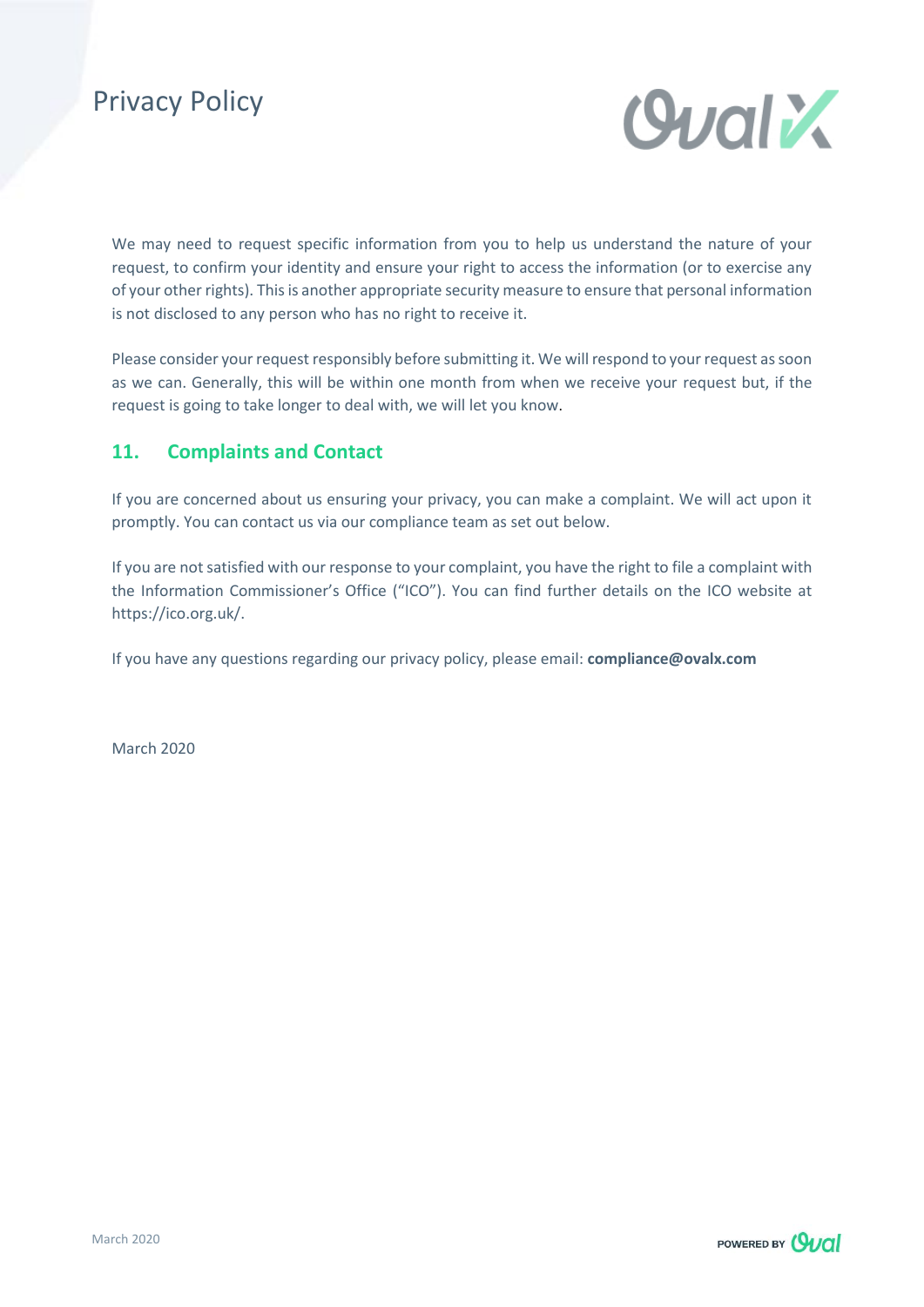We may need to request specific information from you to help us understand the nature of your request, to confirm your identity and ensure your right to access the information (or to exercise any of your other rights). This is another appropriate security measure to ensure that personal information is not disclosed to any person who has no right to receive it.

Please consider your request responsibly before submitting it. We will respond to your request as soon as we can. Generally, this will be within one month from when we receive your request but, if the request is going to take longer to deal with, we will let you know.

## 11. Complaints and Contact

If you are concerned about us ensuring your privacy, you can make a complaint. We will act upon it promptly. You can contact us via our compliance team as set out below.

If you are not satisfied with our response to your complaint, you have the right to file a complaint with the Information Commissioner's Office ("ICO"). You can find further details on the ICO website at https://ico.org.uk/.

If you have any questions regarding our privacy policy, please email: **compliance@ovalx.com**

March 2020